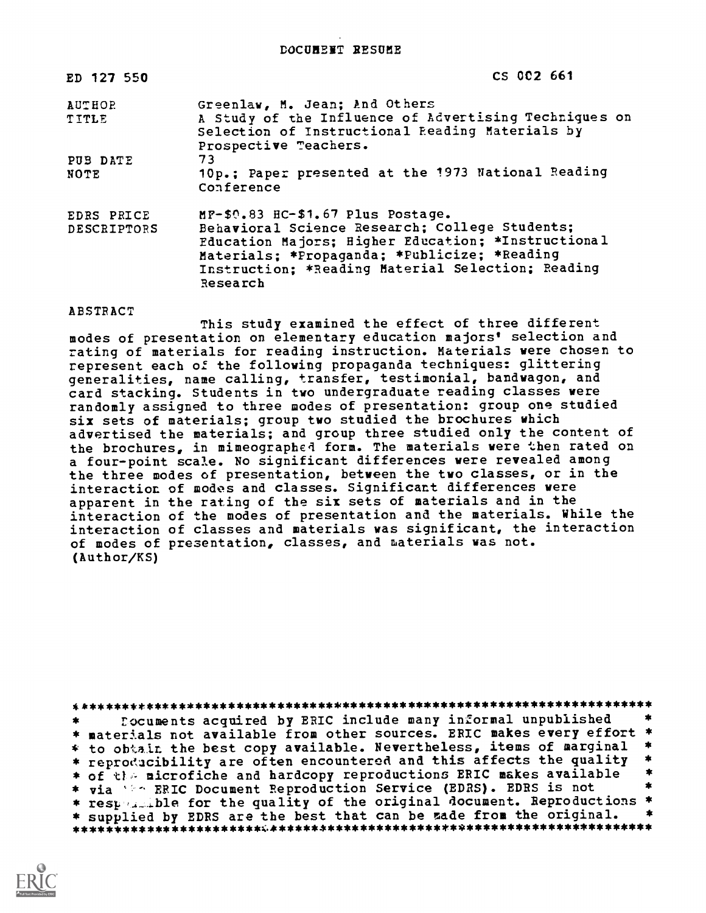DOCUMENT RESUME

| | | |
|---|---|---|
| ED 127 550 | | CS 002 661 |
| AUTHOR | Greenlaw, M. Jean; And Others | |
| TITLE | A Study of the Influence of Advertising Techniques on Selection of Instructional Reading Materials by Prospective Teachers. | |
| PUB DATE | 73 | |
| NOTE | 10p.; Paper presented at the 1973 National Reading Conference | |
| EDRS PRICE | MF-$0.83 HC-$1.67 Plus Postage. | |
| DESCRIPTORS | Behavioral Science Research; College Students; Education Majors; Higher Education; *Instructional Materials; *Propaganda; *Publicize; *Reading Instruction; *Reading Material Selection; Reading Research | |

ABSTRACT

This study examined the effect of three different modes of presentation on elementary education majors' selection and rating of materials for reading instruction. Materials were chosen to represent each of the following propaganda techniques: glittering generalities, name calling, transfer, testimonial, bandwagon, and card stacking. Students in two undergraduate reading classes were randomly assigned to three modes of presentation: group one studied six sets of materials; group two studied the brochures which advertised the materials; and group three studied only the content of the brochures, in mimeographed form. The materials were then rated on a four-point scale. No significant differences were revealed among the three modes of presentation, between the two classes, or in the interaction of modes and classes. Significant differences were apparent in the rating of the six sets of materials and in the interaction of the modes of presentation and the materials. While the interaction of classes and materials was significant, the interaction of modes of presentation, classes, and materials was not. (Author/KS)

***********************************************************************
* Documents acquired by ERIC include many informal unpublished *
* materials not available from other sources. ERIC makes every effort *
* to obtain the best copy available. Nevertheless, items of marginal *
* reproducibility are often encountered and this affects the quality *
* of the microfiche and hardcopy reproductions ERIC makes available *
* via the ERIC Document Reproduction Service (EDRS). EDRS is not *
* responsible for the quality of the original document. Reproductions *
* supplied by EDRS are the best that can be made from the original. *
***********************************************************************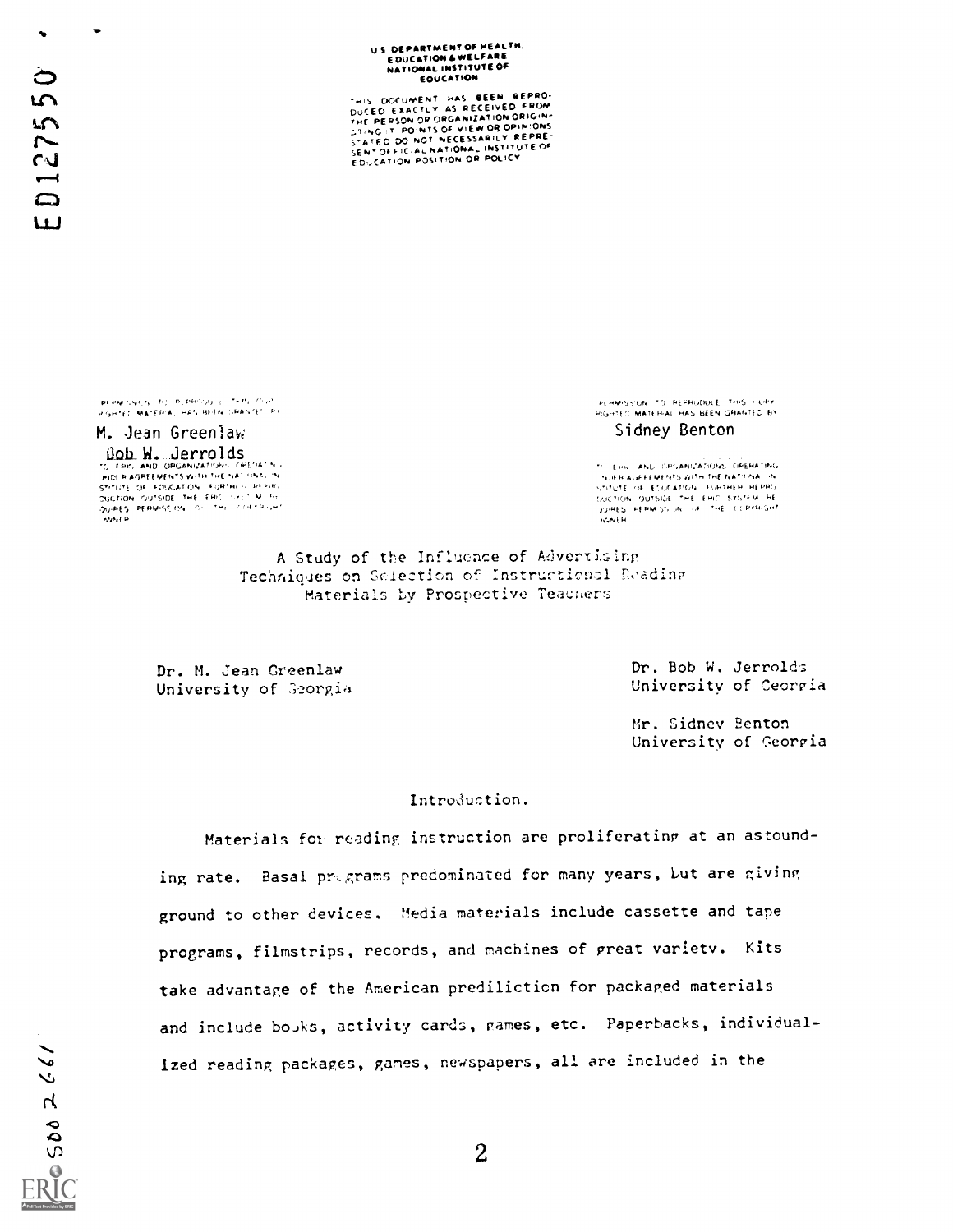U S DEPARTMENT OF HEALTH, EDUCATION & WELFARE
NATIONAL INSTITUTE OF EDUCATION

THIS DOCUMENT HAS BEEN REPRODUCED EXACTLY AS RECEIVED FROM THE PERSON OR ORGANIZATION ORIGINATING IT. POINTS OF VIEW OR OPINIONS STATED DO NOT NECESSARILY REPRESENT OFFICIAL NATIONAL INSTITUTE OF EDUCATION POSITION OR POLICY

PERMISSION TO REPRODUCE THIS COPYRIGHTED MATERIAL HAS BEEN GRANTED BY

M. Jean Greenlaw
Bob W. Jerrolds

TO ERIC AND ORGANIZATIONS OPERATING UNDER AGREEMENTS WITH THE NATIONAL INSTITUTE OF EDUCATION. FURTHER REPRODUCTION OUTSIDE THE ERIC SYSTEM REQUIRES PERMISSION OF THE COPYRIGHT OWNER

PERMISSION TO REPRODUCE THIS COPYRIGHTED MATERIAL HAS BEEN GRANTED BY

Sidney Benton

TO ERIC AND ORGANIZATIONS OPERATING UNDER AGREEMENTS WITH THE NATIONAL INSTITUTE OF EDUCATION. FURTHER REPRODUCTION OUTSIDE THE ERIC SYSTEM REQUIRES PERMISSION OF THE COPYRIGHT OWNER

# A Study of the Influence of Advertising Techniques on Selection of Instructional Reading Materials by Prospective Teachers

Dr. M. Jean Greenlaw
University of Georgia

Dr. Bob W. Jerrolds
University of Georgia

Mr. Sidney Benton
University of Georgia

## Introduction.

Materials for reading instruction are proliferating at an astounding rate. Basal programs predominated for many years, but are giving ground to other devices. Media materials include cassette and tape programs, filmstrips, records, and machines of great variety. Kits take advantage of the American prediliction for packaged materials and include books, activity cards, games, etc. Paperbacks, individualized reading packages, games, newspapers, all are included in the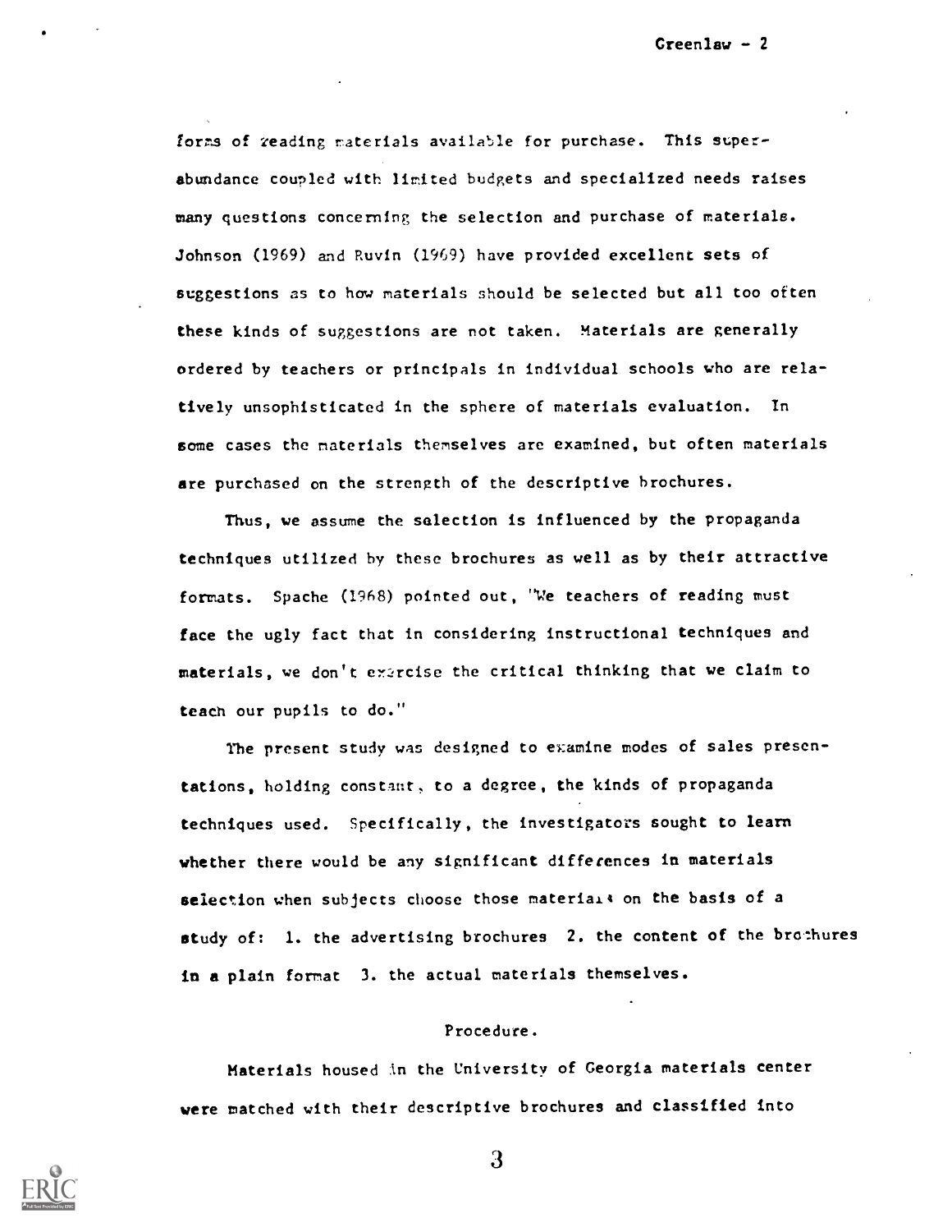forms of reading materials available for purchase. This superabundance coupled with limited budgets and specialized needs raises many questions concerning the selection and purchase of materials. Johnson (1969) and Ruvin (1969) have provided excellent sets of suggestions as to how materials should be selected but all too often these kinds of suggestions are not taken. Materials are generally ordered by teachers or principals in individual schools who are relatively unsophisticated in the sphere of materials evaluation. In some cases the materials themselves are examined, but often materials are purchased on the strength of the descriptive brochures.

Thus, we assume the selection is influenced by the propaganda techniques utilized by these brochures as well as by their attractive formats. Spache (1968) pointed out, "We teachers of reading must face the ugly fact that in considering instructional techniques and materials, we don't exercise the critical thinking that we claim to teach our pupils to do."

The present study was designed to examine modes of sales presentations, holding constant, to a degree, the kinds of propaganda techniques used. Specifically, the investigators sought to learn whether there would be any significant differences in materials selection when subjects choose those materials on the basis of a study of: 1. the advertising brochures 2. the content of the brochures in a plain format 3. the actual materials themselves.

## Procedure.

Materials housed in the University of Georgia materials center were matched with their descriptive brochures and classified into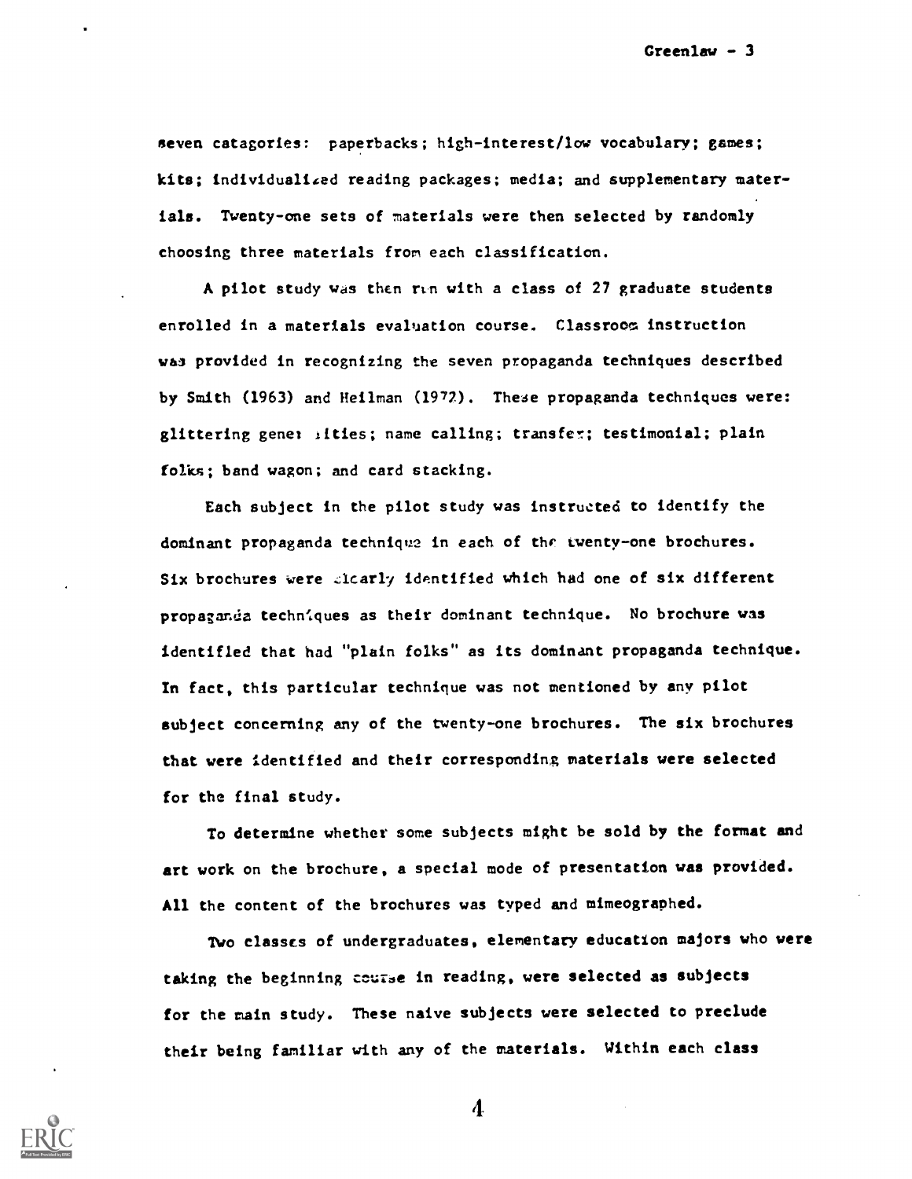seven catagories: paperbacks; high-interest/low vocabulary; games; kits; individualized reading packages; media; and supplementary materials. Twenty-one sets of materials were then selected by randomly choosing three materials from each classification.

A pilot study was then run with a class of 27 graduate students enrolled in a materials evaluation course. Classroom instruction was provided in recognizing the seven propaganda techniques described by Smith (1963) and Heilman (1972). These propaganda techniques were: glittering generalities; name calling; transfer; testimonial; plain folks; band wagon; and card stacking.

Each subject in the pilot study was instructed to identify the dominant propaganda technique in each of the twenty-one brochures. Six brochures were clearly identified which had one of six different propaganda techniques as their dominant technique. No brochure was identified that had "plain folks" as its dominant propaganda technique. In fact, this particular technique was not mentioned by any pilot subject concerning any of the twenty-one brochures. The six brochures that were identified and their corresponding materials were selected for the final study.

To determine whether some subjects might be sold by the format and art work on the brochure, a special mode of presentation was provided. All the content of the brochures was typed and mimeographed.

Two classes of undergraduates, elementary education majors who were taking the beginning course in reading, were selected as subjects for the main study. These naive subjects were selected to preclude their being familiar with any of the materials. Within each class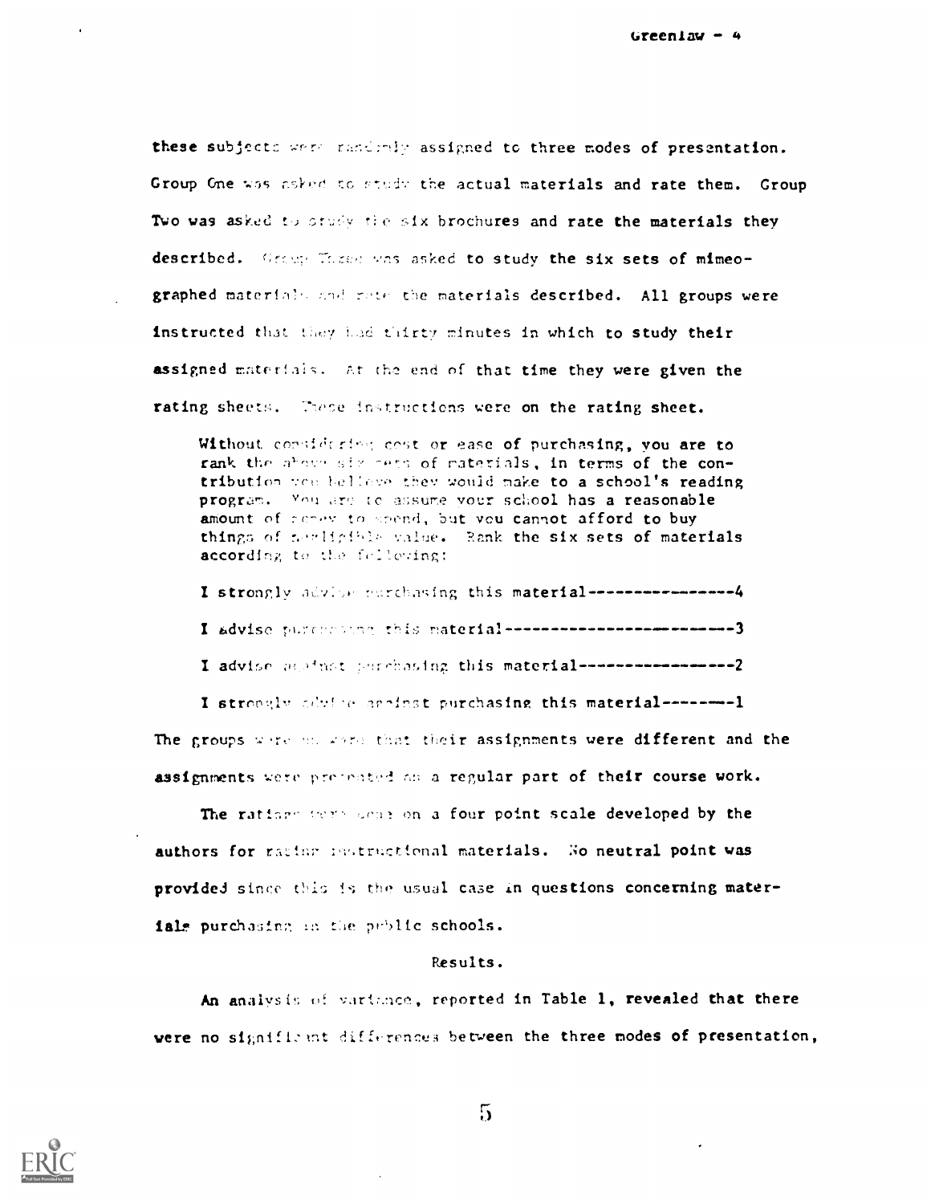these subjects were randomly assigned to three modes of presentation. Group One was asked to study the actual materials and rate them. Group Two was asked to study the six brochures and rate the materials they described. Group Three was asked to study the six sets of mimeographed materials and rate the materials described. All groups were instructed that they had thirty minutes in which to study their assigned materials. At the end of that time they were given the rating sheets. These instructions were on the rating sheet.

> Without considering cost or ease of purchasing, you are to rank the above six sets of materials, in terms of the contribution you believe they would make to a school's reading program. You are to assume your school has a reasonable amount of money to spend, but you cannot afford to buy things of negligible value. Rank the six sets of materials according to the following:
>
> I strongly advise purchasing this material----------------4
>
> I advise purchasing this material-------------------------3
>
> I advise against purchasing this material-----------------2
>
> I strongly advise against purchasing this material--------1

The groups were unaware that their assignments were different and the assignments were presented as a regular part of their course work.

The ratings were done on a four point scale developed by the authors for rating instructional materials. No neutral point was provided since this is the usual case in questions concerning materials purchasing in the public schools.

## Results.

An analysis of variance, reported in Table 1, revealed that there were no significant differences between the three modes of presentation,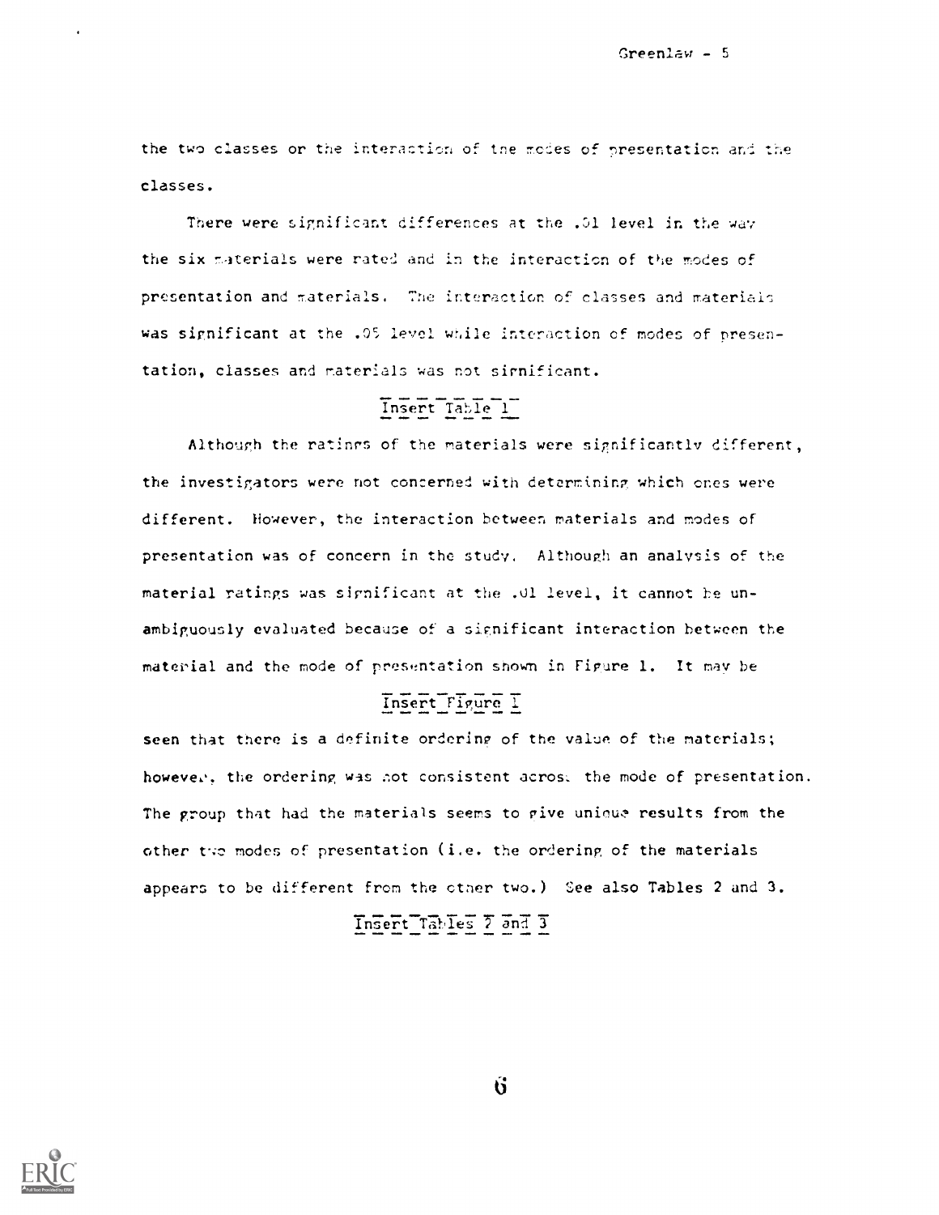the two classes or the interaction of the modes of presentation and the classes.

There were significant differences at the .01 level in the way the six materials were rated and in the interaction of the modes of presentation and materials. The interaction of classes and materials was significant at the .05 level while interaction of modes of presentation, classes and materials was not significant.

Insert Table 1

Although the ratings of the materials were significantly different, the investigators were not concerned with determining which ones were different. However, the interaction between materials and modes of presentation was of concern in the study. Although an analysis of the material ratings was significant at the .01 level, it cannot be unambiguously evaluated because of a significant interaction between the material and the mode of presentation shown in Figure 1. It may be

Insert Figure 1

seen that there is a definite ordering of the value of the materials; however, the ordering was not consistent across the mode of presentation. The group that had the materials seems to give unique results from the other two modes of presentation (i.e. the ordering of the materials appears to be different from the other two.) See also Tables 2 and 3.

Insert Tables 2 and 3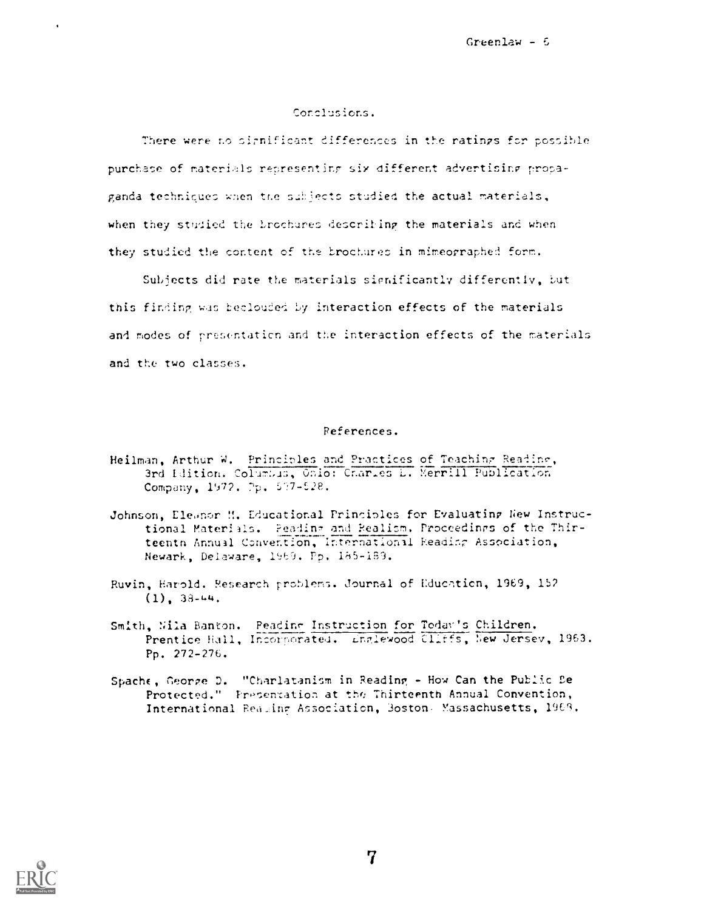## Conclusions.

There were no significant differences in the ratings for possible purchase of materials representing six different advertising propaganda techniques when the subjects studied the actual materials, when they studied the brochures describing the materials and when they studied the content of the brochures in mimeographed form.

Subjects did rate the materials significantly differently, but this finding was beclouded by interaction effects of the materials and modes of presentation and the interaction effects of the materials and the two classes.

## References.

Heilman, Arthur W. Principles and Practices of Teaching Reading, 3rd Edition. Columbus, Ohio: Charles E. Merrill Publication Company, 1972. Pp. 527-528.

Johnson, Eleanor M. Educational Principles for Evaluating New Instructional Materials. Reading and Realism. Proceedings of the Thirteenth Annual Convention, International Reading Association, Newark, Delaware, 1969. Pp. 185-189.

Ruvin, Harold. Research problems. Journal of Education, 1969, 152 (1), 38-44.

Smith, Nila Banton. Reading Instruction for Today's Children. Prentice Hall, Incorporated. Englewood Cliffs, New Jersey, 1963. Pp. 272-276.

Spache, George D. "Charlatanism in Reading - How Can the Public Be Protected." Presentation at the Thirteenth Annual Convention, International Reading Association, Boston, Massachusetts, 1968.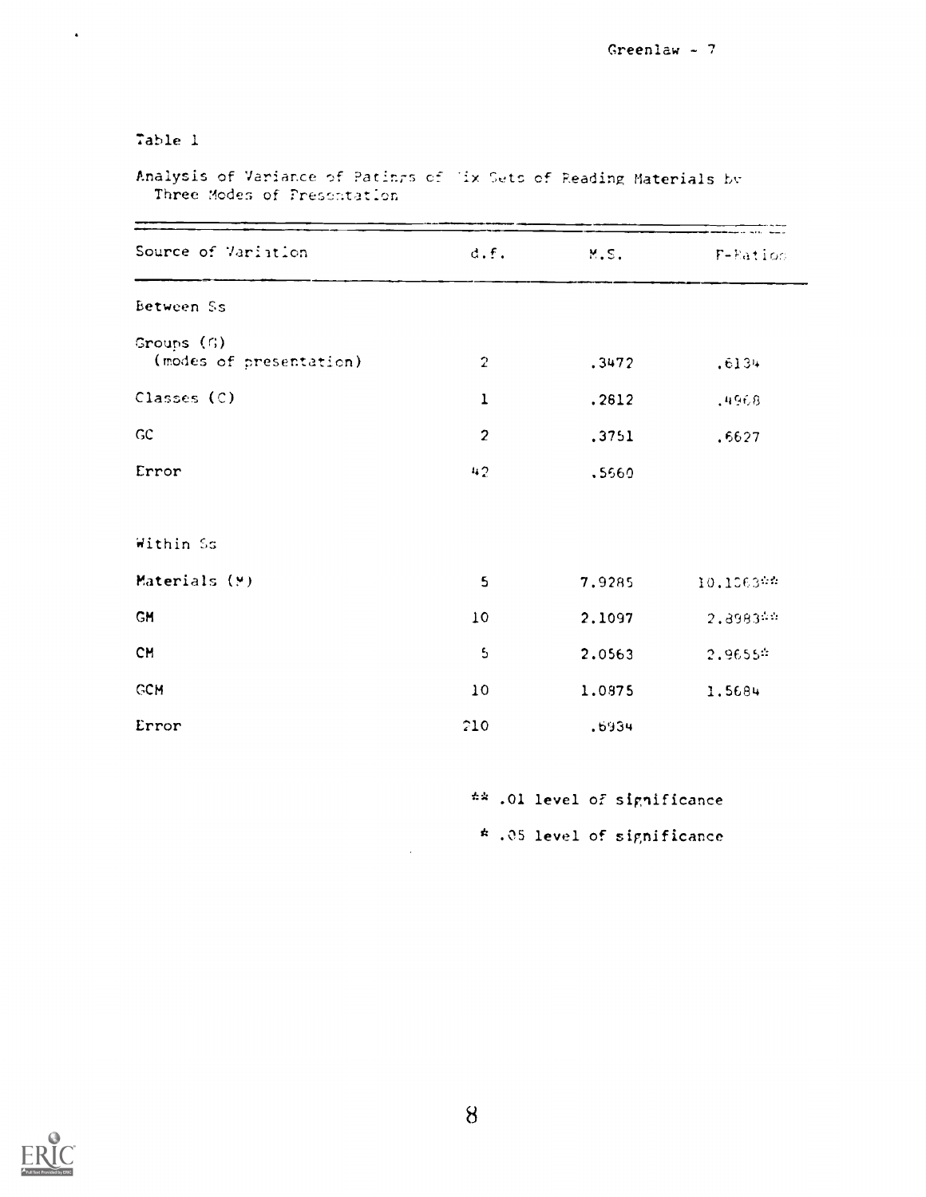Table 1

Analysis of Variance of Ratings of Six Sets of Reading Materials by Three Modes of Presentation

| Source of Variation | d.f. | M.S. | F-Ratios |
|---|---|---|---|
| Between Ss | | | |
| Groups (G) (modes of presentation) | 2 | .3472 | .6134 |
| Classes (C) | 1 | .2812 | .4968 |
| GC | 2 | .3751 | .6627 |
| Error | 42 | .5660 | |
| Within Ss | | | |
| Materials (M) | 5 | 7.9285 | 10.1063** |
| GM | 10 | 2.1097 | 2.8983** |
| CM | 5 | 2.0563 | 2.9655* |
| GCM | 10 | 1.0875 | 1.5684 |
| Error | 210 | .6934 | |

** .01 level of significance

* .05 level of significance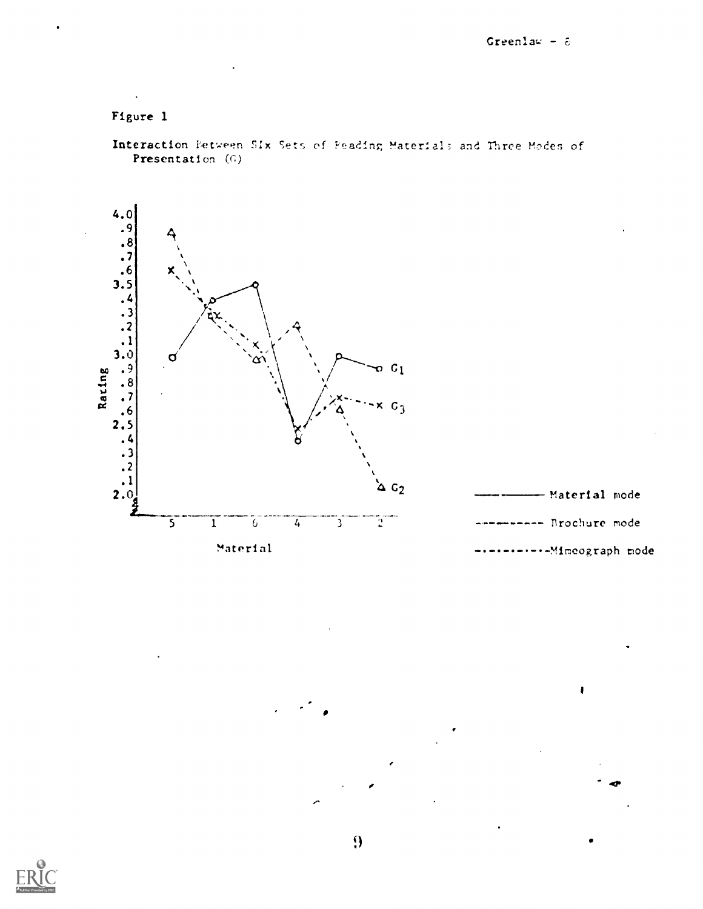Figure 1

Interaction Between Six Sets of Reading Materials and Three Modes of Presentation (G)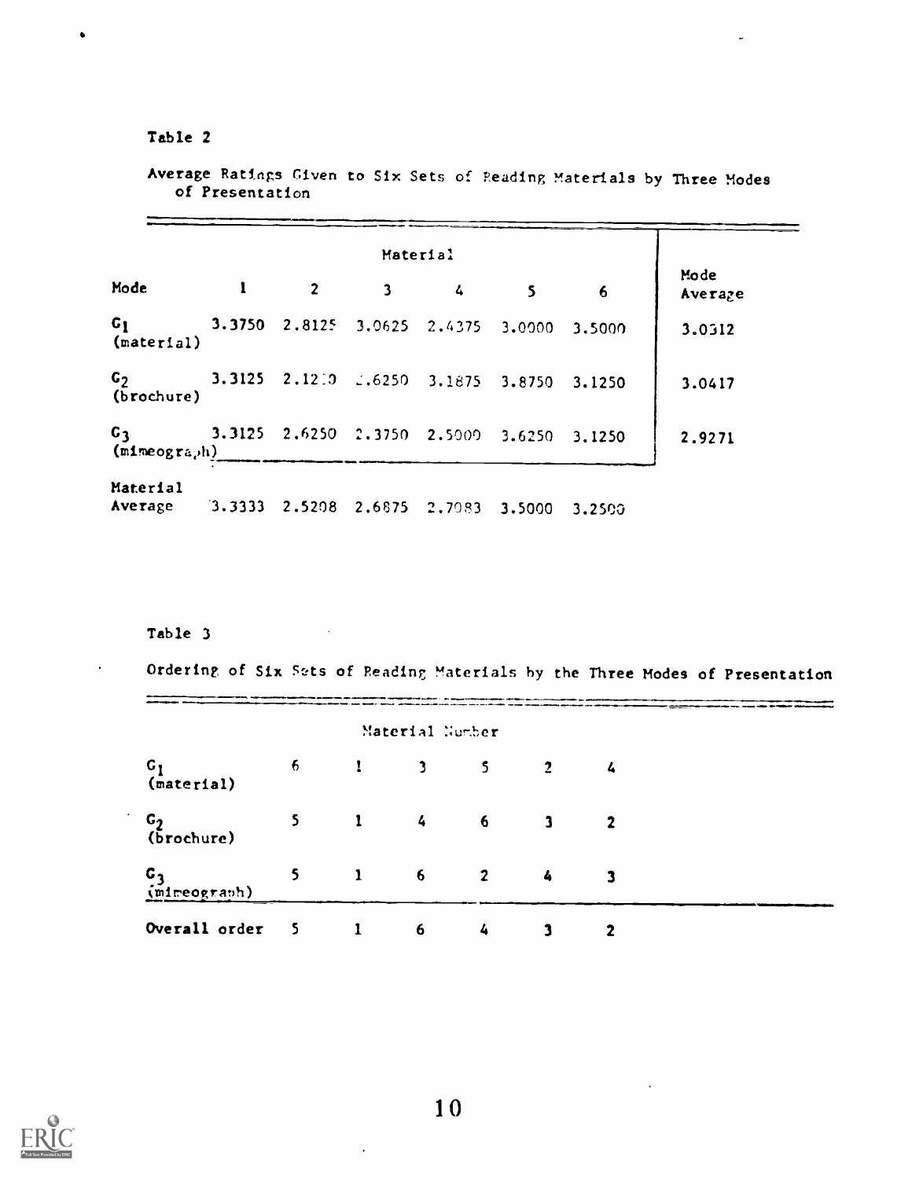Table 2

Average Ratings Given to Six Sets of Reading Materials by Three Modes of Presentation

| Mode | Material 1 | 2 | 3 | 4 | 5 | 6 | Mode Average |
|---|---|---|---|---|---|---|---|
| $G_1$ (material) | 3.3750 | 2.8125 | 3.0625 | 2.4375 | 3.0000 | 3.5000 | 3.0312 |
| $G_2$ (brochure) | 3.3125 | 2.1250 | 2.6250 | 3.1875 | 3.8750 | 3.1250 | 3.0417 |
| $G_3$ (mimeograph) | 3.3125 | 2.6250 | 2.3750 | 2.5000 | 3.6250 | 3.1250 | 2.9271 |
| Material Average | 3.3333 | 2.5208 | 2.6875 | 2.7083 | 3.5000 | 3.2500 | |

Table 3

Ordering of Six Sets of Reading Materials by the Three Modes of Presentation

| | Material Number | | | | | |
|---|---|---|---|---|---|---|
| $G_1$ (material) | 6 | 1 | 3 | 5 | 2 | 4 |
| $G_2$ (brochure) | 5 | 1 | 4 | 6 | 3 | 2 |
| $G_3$ (mimeograph) | 5 | 1 | 6 | 2 | 4 | 3 |
| Overall order | 5 | 1 | 6 | 4 | 3 | 2 |